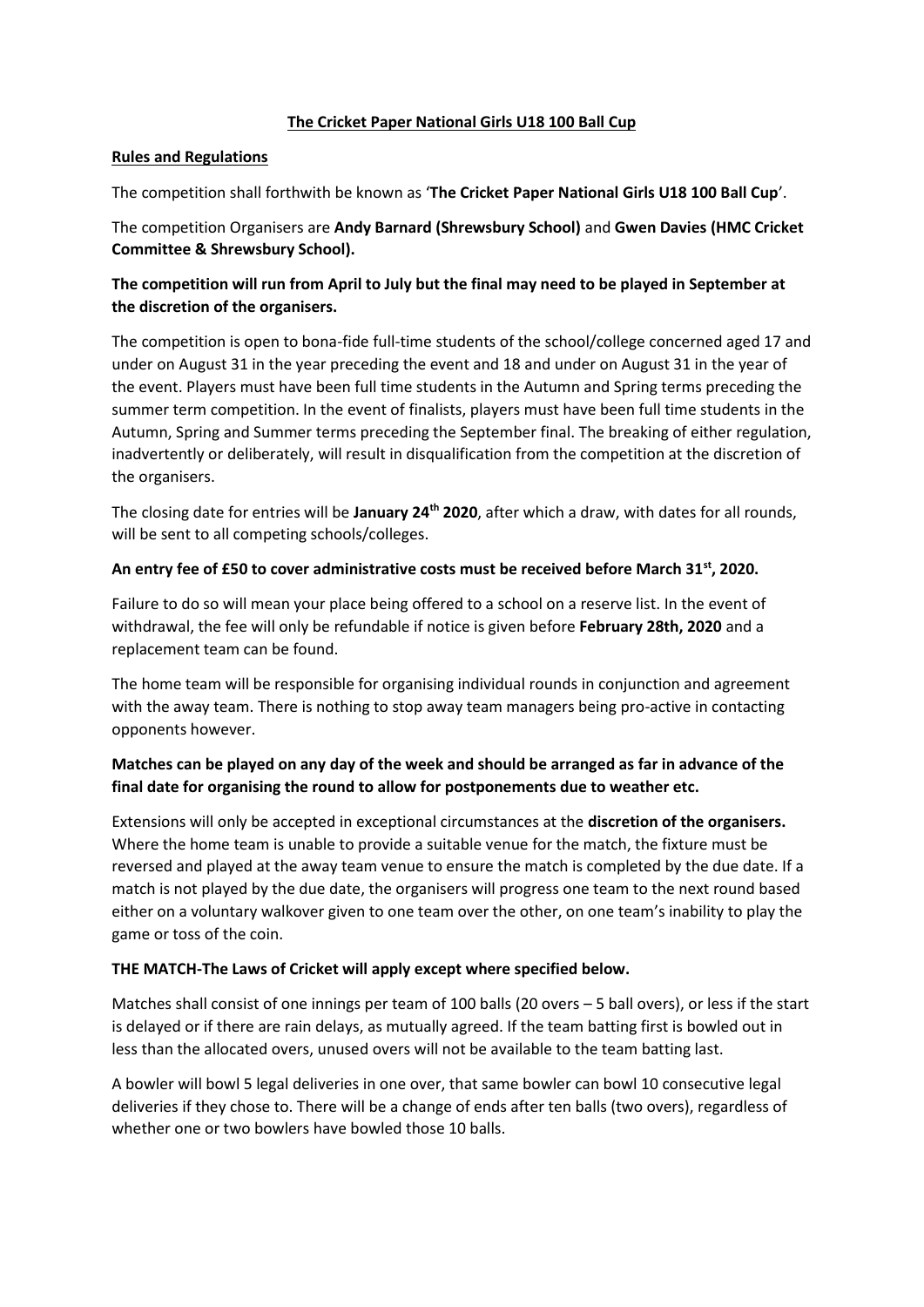# **The Cricket Paper National Girls U18 100 Ball Cup**

## **Rules and Regulations**

The competition shall forthwith be known as '**The Cricket Paper National Girls U18 100 Ball Cup**'.

The competition Organisers are **Andy Barnard (Shrewsbury School)** and **Gwen Davies (HMC Cricket Committee & Shrewsbury School).**

**The competition will run from April to July but the final may need to be played in September at the discretion of the organisers.**

The competition is open to bona-fide full-time students of the school/college concerned aged 17 and under on August 31 in the year preceding the event and 18 and under on August 31 in the year of the event. Players must have been full time students in the Autumn and Spring terms preceding the summer term competition. In the event of finalists, players must have been full time students in the Autumn, Spring and Summer terms preceding the September final. The breaking of either regulation, inadvertently or deliberately, will result in disqualification from the competition at the discretion of the organisers.

The closing date for entries will be **January 24th 2020**, after which a draw, with dates for all rounds, will be sent to all competing schools/colleges.

**An entry fee of £50 to cover administrative costs must be received before March 31st, 2020.**

Failure to do so will mean your place being offered to a school on a reserve list. In the event of withdrawal, the fee will only be refundable if notice is given before **February 28th, 2020** and a replacement team can be found.

The home team will be responsible for organising individual rounds in conjunction and agreement with the away team. There is nothing to stop away team managers being pro-active in contacting opponents however.

**Matches can be played on any day of the week and should be arranged as far in advance of the final date for organising the round to allow for postponements due to weather etc.**

Extensions will only be accepted in exceptional circumstances at the **discretion of the organisers.** Where the home team is unable to provide a suitable venue for the match, the fixture must be reversed and played at the away team venue to ensure the match is completed by the due date. If a match is not played by the due date, the organisers will progress one team to the next round based either on a voluntary walkover given to one team over the other, on one team's inability to play the game or toss of the coin.

**THE MATCH-The Laws of Cricket will apply except where specified below.**

Matches shall consist of one innings per team of 100 balls (20 overs – 5 ball overs), or less if the start is delayed or if there are rain delays, as mutually agreed. If the team batting first is bowled out in less than the allocated overs, unused overs will not be available to the team batting last.

A bowler will bowl 5 legal deliveries in one over, that same bowler can bowl 10 consecutive legal deliveries if they chose to. There will be a change of ends after ten balls (two overs), regardless of whether one or two bowlers have bowled those 10 balls.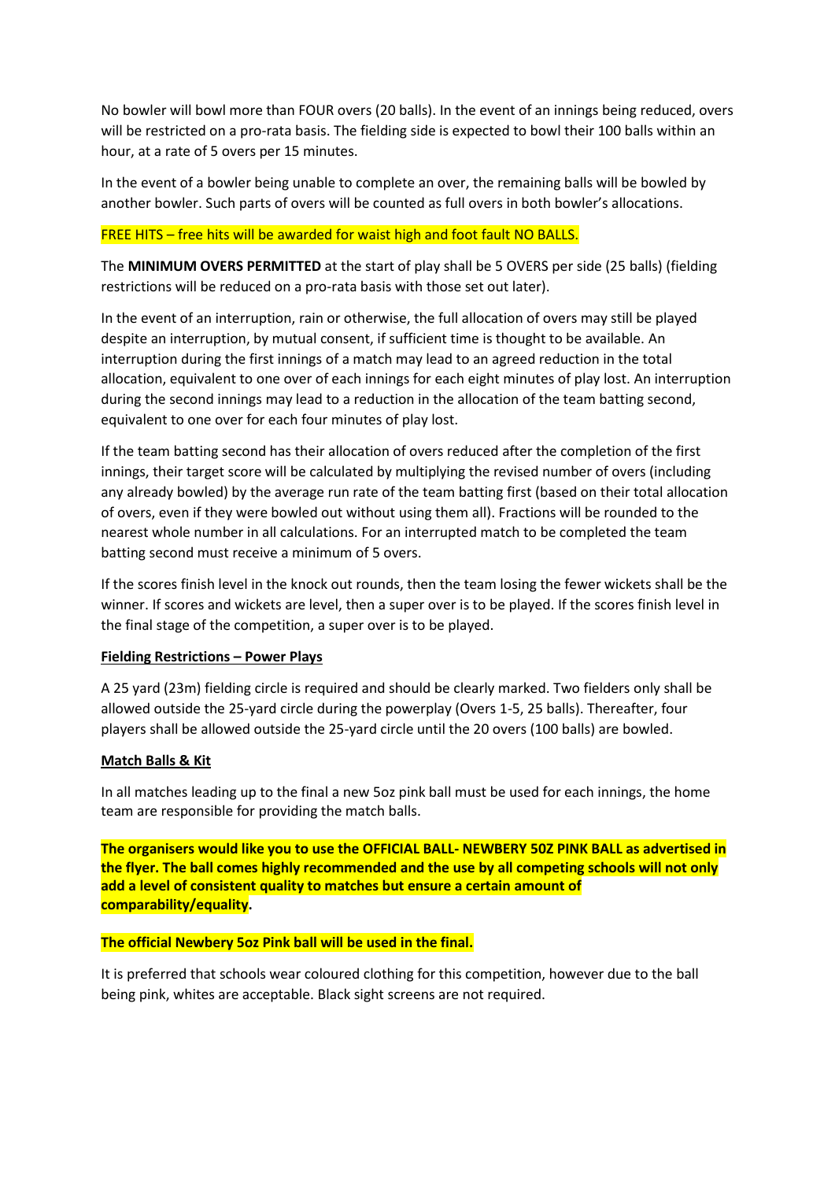No bowler will bowl more than FOUR overs (20 balls). In the event of an innings being reduced, overs will be restricted on a pro-rata basis. The fielding side is expected to bowl their 100 balls within an hour, at a rate of 5 overs per 15 minutes.

In the event of a bowler being unable to complete an over, the remaining balls will be bowled by another bowler. Such parts of overs will be counted as full overs in both bowler's allocations.

FREE HITS – free hits will be awarded for waist high and foot fault NO BALLS.

The **MINIMUM OVERS PERMITTED** at the start of play shall be 5 OVERS per side (25 balls) (fielding restrictions will be reduced on a pro-rata basis with those set out later).

In the event of an interruption, rain or otherwise, the full allocation of overs may still be played despite an interruption, by mutual consent, if sufficient time is thought to be available. An interruption during the first innings of a match may lead to an agreed reduction in the total allocation, equivalent to one over of each innings for each eight minutes of play lost. An interruption during the second innings may lead to a reduction in the allocation of the team batting second, equivalent to one over for each four minutes of play lost.

If the team batting second has their allocation of overs reduced after the completion of the first innings, their target score will be calculated by multiplying the revised number of overs (including any already bowled) by the average run rate of the team batting first (based on their total allocation of overs, even if they were bowled out without using them all). Fractions will be rounded to the nearest whole number in all calculations. For an interrupted match to be completed the team batting second must receive a minimum of 5 overs.

If the scores finish level in the knock out rounds, then the team losing the fewer wickets shall be the winner. If scores and wickets are level, then a super over is to be played. If the scores finish level in the final stage of the competition, a super over is to be played.

**Fielding Restrictions – Power Plays**

A 25 yard (23m) fielding circle is required and should be clearly marked. Two fielders only shall be allowed outside the 25-yard circle during the powerplay (Overs 1-5, 25 balls). Thereafter, four players shall be allowed outside the 25-yard circle until the 20 overs (100 balls) are bowled.

**Match Balls & Kit**

In all matches leading up to the final a new 5oz pink ball must be used for each innings, the home team are responsible for providing the match balls.

**The organisers would like you to use the OFFICIAL BALL- NEWBERY 5OZ PINK BALL as advertised in the flyer. The ball comes highly recommended and the use by all competing schools will not only add a level of consistent quality to matches but ensure a certain amount of comparability/equality.**

**The official Newbery 5oz Pink ball will be used in the final.**

It is preferred that schools wear coloured clothing for this competition, however due to the ball being pink, whites are acceptable. Black sight screens are not required.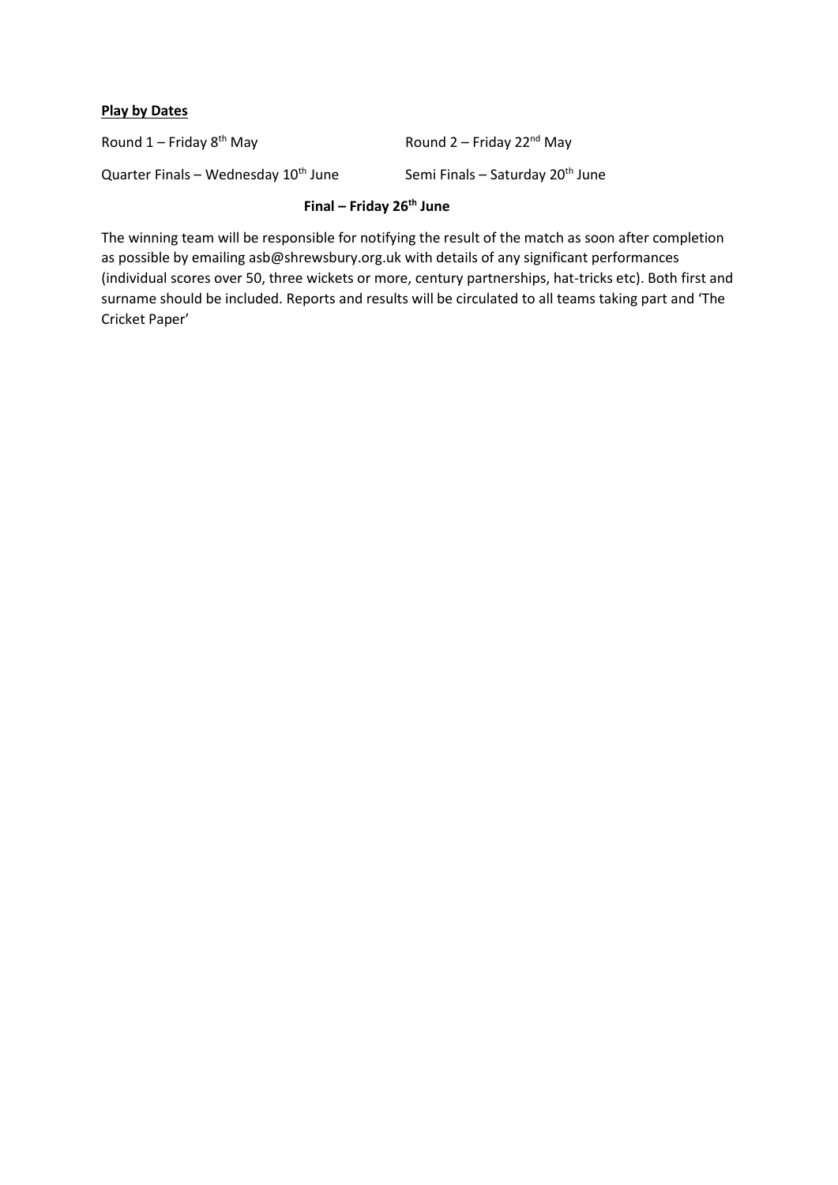**Play by Dates**

Round 1 – Friday 8th May

Round 2 – Friday 22nd May

Quarter Finals – Wednesday 10th June

Semi Finals – Saturday 20th June

**Final – Friday 26th June**

The winning team will be responsible for notifying the result of the match as soon after completion as possible by emailing asb@shrewsbury.org.uk with details of any significant performances (individual scores over 50, three wickets or more, century partnerships, hat-tricks etc). Both first and surname should be included. Reports and results will be circulated to all teams taking part and 'The Cricket Paper'